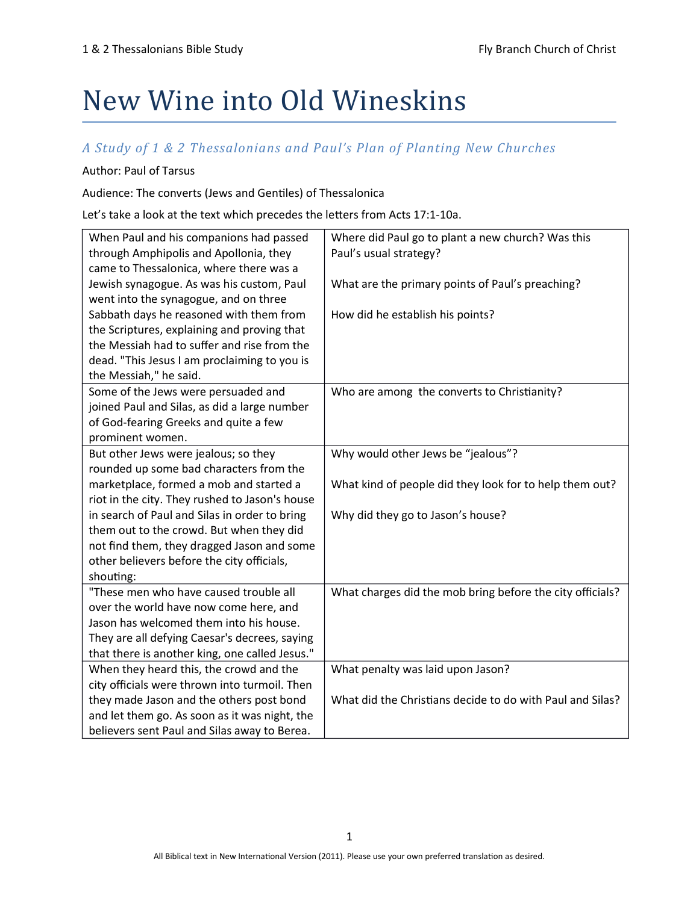# New Wine into Old Wineskins

## *A Study of 1 & 2 Thessalonians and Paul's Plan of Planting New Churches*

Author: Paul of Tarsus

Audience: The converts (Jews and Gentiles) of Thessalonica

Let's take a look at the text which precedes the letters from Acts 17:1-10a.

| | |
|---|---|
| When Paul and his companions had passed through Amphipolis and Apollonia, they came to Thessalonica, where there was a Jewish synagogue. As was his custom, Paul went into the synagogue, and on three Sabbath days he reasoned with them from the Scriptures, explaining and proving that the Messiah had to suffer and rise from the dead. "This Jesus I am proclaiming to you is the Messiah," he said. | Where did Paul go to plant a new church? Was this Paul's usual strategy?<br><br>What are the primary points of Paul's preaching?<br><br>How did he establish his points? |
| Some of the Jews were persuaded and joined Paul and Silas, as did a large number of God-fearing Greeks and quite a few prominent women. | Who are among the converts to Christianity? |
| But other Jews were jealous; so they rounded up some bad characters from the marketplace, formed a mob and started a riot in the city. They rushed to Jason's house in search of Paul and Silas in order to bring them out to the crowd. But when they did not find them, they dragged Jason and some other believers before the city officials, shouting: | Why would other Jews be "jealous"?<br><br>What kind of people did they look for to help them out?<br><br>Why did they go to Jason's house? |
| "These men who have caused trouble all over the world have now come here, and Jason has welcomed them into his house. They are all defying Caesar's decrees, saying that there is another king, one called Jesus." | What charges did the mob bring before the city officials? |
| When they heard this, the crowd and the city officials were thrown into turmoil. Then they made Jason and the others post bond and let them go. As soon as it was night, the believers sent Paul and Silas away to Berea. | What penalty was laid upon Jason?<br><br>What did the Christians decide to do with Paul and Silas? |

All Biblical text in New International Version (2011). Please use your own preferred translation as desired.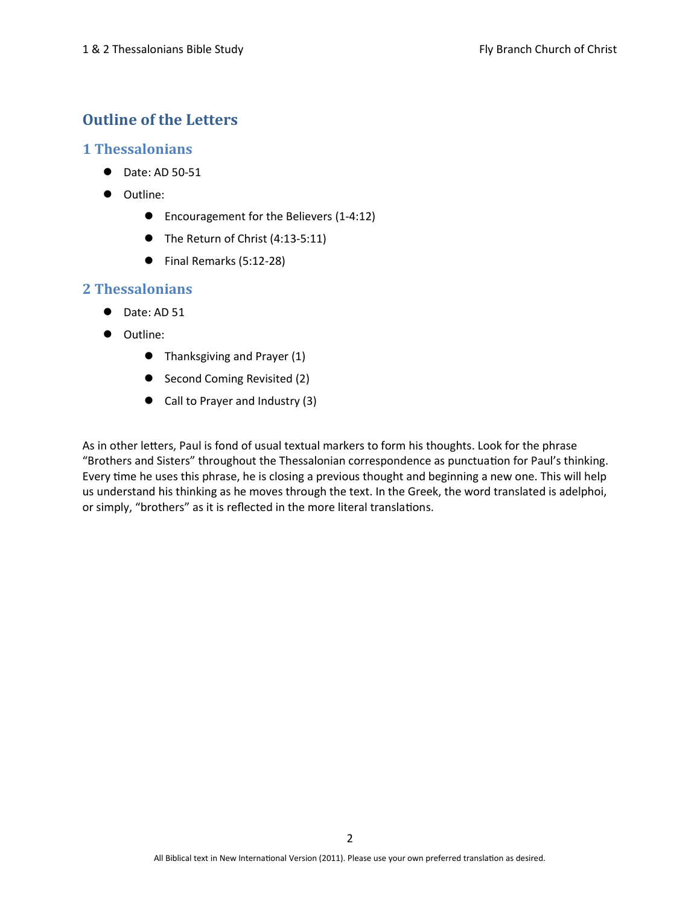## Outline of the Letters

### 1 Thessalonians

- Date: AD 50-51
- Outline:
    - Encouragement for the Believers (1-4:12)
    - The Return of Christ (4:13-5:11)
    - Final Remarks (5:12-28)

### 2 Thessalonians

- Date: AD 51
- Outline:
    - Thanksgiving and Prayer (1)
    - Second Coming Revisited (2)
    - Call to Prayer and Industry (3)

As in other letters, Paul is fond of usual textual markers to form his thoughts. Look for the phrase "Brothers and Sisters" throughout the Thessalonian correspondence as punctuation for Paul's thinking. Every time he uses this phrase, he is closing a previous thought and beginning a new one. This will help us understand his thinking as he moves through the text. In the Greek, the word translated is adelphoi, or simply, "brothers" as it is reflected in the more literal translations.

All Biblical text in New International Version (2011). Please use your own preferred translation as desired.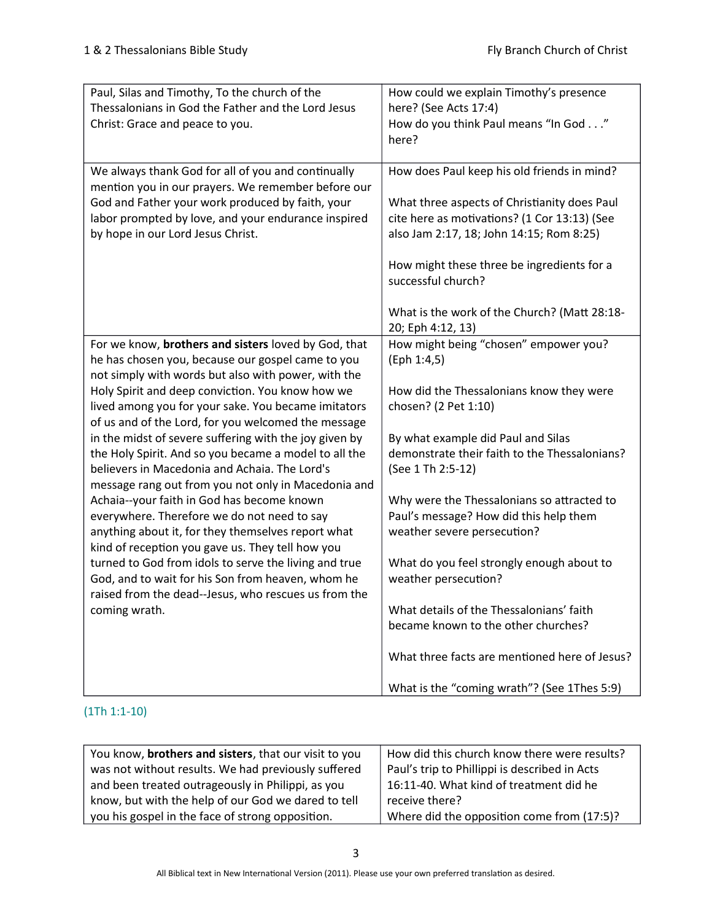| Paul, Silas and Timothy, To the church of the Thessalonians in God the Father and the Lord Jesus Christ: Grace and peace to you. | How could we explain Timothy's presence here? (See Acts 17:4)<br>How do you think Paul means "In God . . ." here? |
|---|---|
| We always thank God for all of you and continually mention you in our prayers. We remember before our God and Father your work produced by faith, your labor prompted by love, and your endurance inspired by hope in our Lord Jesus Christ. | How does Paul keep his old friends in mind?<br><br>What three aspects of Christianity does Paul cite here as motivations? (1 Cor 13:13) (See also Jam 2:17, 18; John 14:15; Rom 8:25)<br><br>How might these three be ingredients for a successful church?<br><br>What is the work of the Church? (Matt 28:18-20; Eph 4:12, 13) |
| For we know, **brothers and sisters** loved by God, that he has chosen you, because our gospel came to you not simply with words but also with power, with the Holy Spirit and deep conviction. You know how we lived among you for your sake. You became imitators of us and of the Lord, for you welcomed the message in the midst of severe suffering with the joy given by the Holy Spirit. And so you became a model to all the believers in Macedonia and Achaia. The Lord's message rang out from you not only in Macedonia and Achaia--your faith in God has become known everywhere. Therefore we do not need to say anything about it, for they themselves report what kind of reception you gave us. They tell how you turned to God from idols to serve the living and true God, and to wait for his Son from heaven, whom he raised from the dead--Jesus, who rescues us from the coming wrath. | How might being "chosen" empower you? (Eph 1:4,5)<br><br>How did the Thessalonians know they were chosen? (2 Pet 1:10)<br><br>By what example did Paul and Silas demonstrate their faith to the Thessalonians? (See 1 Th 2:5-12)<br><br>Why were the Thessalonians so attracted to Paul's message? How did this help them weather severe persecution?<br><br>What do you feel strongly enough about to weather persecution?<br><br>What details of the Thessalonians' faith became known to the other churches?<br><br>What three facts are mentioned here of Jesus?<br><br>What is the "coming wrath"? (See 1Thes 5:9) |

(1Th 1:1-10)

| You know, **brothers and sisters**, that our visit to you was not without results. We had previously suffered and been treated outrageously in Philippi, as you know, but with the help of our God we dared to tell you his gospel in the face of strong opposition. | How did this church know there were results?<br>Paul's trip to Phillippi is described in Acts 16:11-40. What kind of treatment did he receive there?<br>Where did the opposition come from (17:5)? |
|---|---|

All Biblical text in New International Version (2011). Please use your own preferred translation as desired.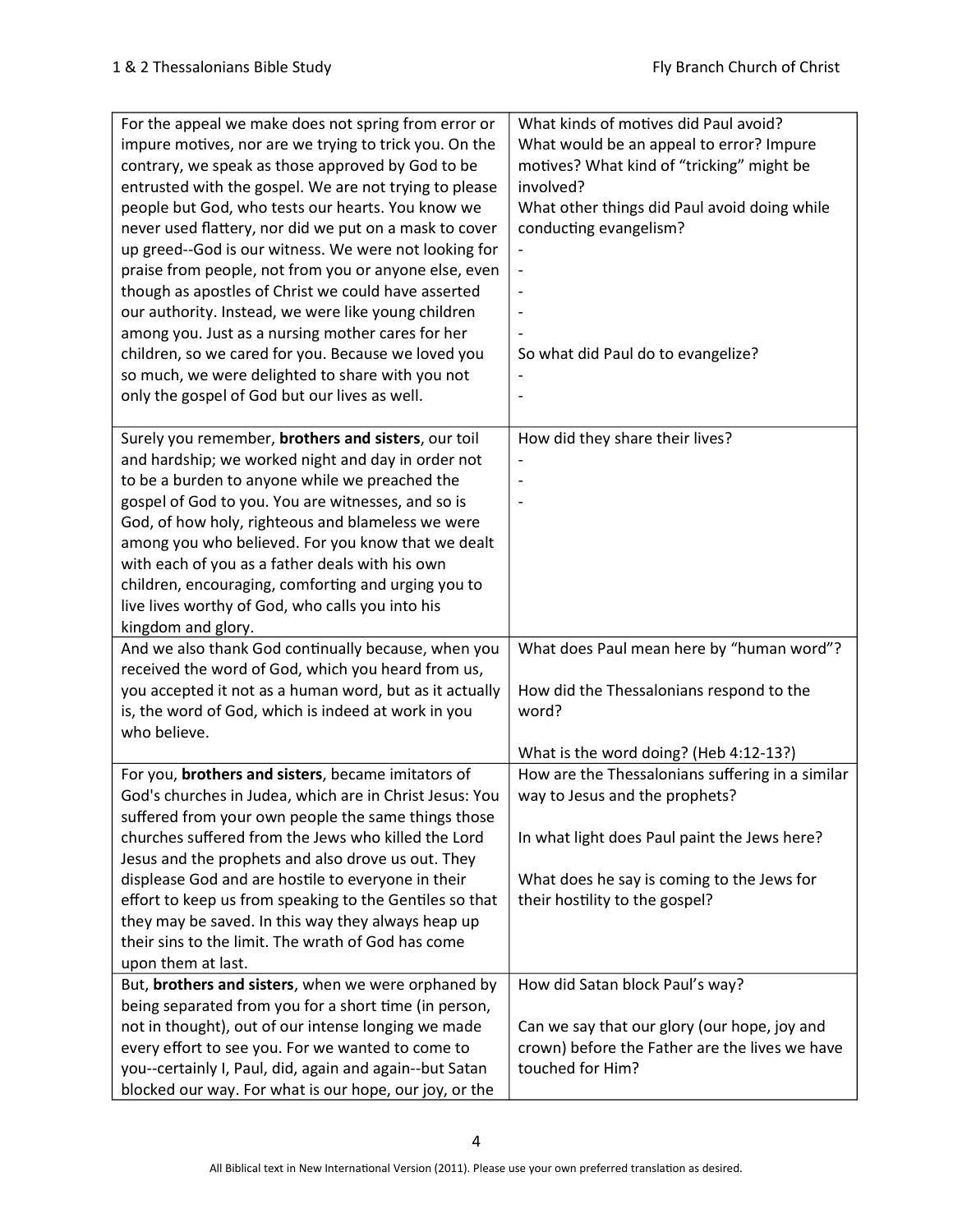| | |
|---|---|
| For the appeal we make does not spring from error or impure motives, nor are we trying to trick you. On the contrary, we speak as those approved by God to be entrusted with the gospel. We are not trying to please people but God, who tests our hearts. You know we never used flattery, nor did we put on a mask to cover up greed--God is our witness. We were not looking for praise from people, not from you or anyone else, even though as apostles of Christ we could have asserted our authority. Instead, we were like young children among you. Just as a nursing mother cares for her children, so we cared for you. Because we loved you so much, we were delighted to share with you not only the gospel of God but our lives as well. | What kinds of motives did Paul avoid?<br>What would be an appeal to error? Impure motives? What kind of "tricking" might be involved?<br>What other things did Paul avoid doing while conducting evangelism?<br>-<br>-<br>-<br>-<br>-<br>So what did Paul do to evangelize?<br>-<br>- |
| Surely you remember, **brothers and sisters**, our toil and hardship; we worked night and day in order not to be a burden to anyone while we preached the gospel of God to you. You are witnesses, and so is God, of how holy, righteous and blameless we were among you who believed. For you know that we dealt with each of you as a father deals with his own children, encouraging, comforting and urging you to live lives worthy of God, who calls you into his kingdom and glory. | How did they share their lives?<br>-<br>-<br>- |
| And we also thank God continually because, when you received the word of God, which you heard from us, you accepted it not as a human word, but as it actually is, the word of God, which is indeed at work in you who believe. | What does Paul mean here by "human word"?<br><br>How did the Thessalonians respond to the word?<br><br>What is the word doing? (Heb 4:12-13?) |
| For you, **brothers and sisters**, became imitators of God's churches in Judea, which are in Christ Jesus: You suffered from your own people the same things those churches suffered from the Jews who killed the Lord Jesus and the prophets and also drove us out. They displease God and are hostile to everyone in their effort to keep us from speaking to the Gentiles so that they may be saved. In this way they always heap up their sins to the limit. The wrath of God has come upon them at last. | How are the Thessalonians suffering in a similar way to Jesus and the prophets?<br><br>In what light does Paul paint the Jews here?<br><br>What does he say is coming to the Jews for their hostility to the gospel? |
| But, **brothers and sisters**, when we were orphaned by being separated from you for a short time (in person, not in thought), out of our intense longing we made every effort to see you. For we wanted to come to you--certainly I, Paul, did, again and again--but Satan blocked our way. For what is our hope, our joy, or the | How did Satan block Paul's way?<br><br>Can we say that our glory (our hope, joy and crown) before the Father are the lives we have touched for Him? |

All Biblical text in New International Version (2011). Please use your own preferred translation as desired.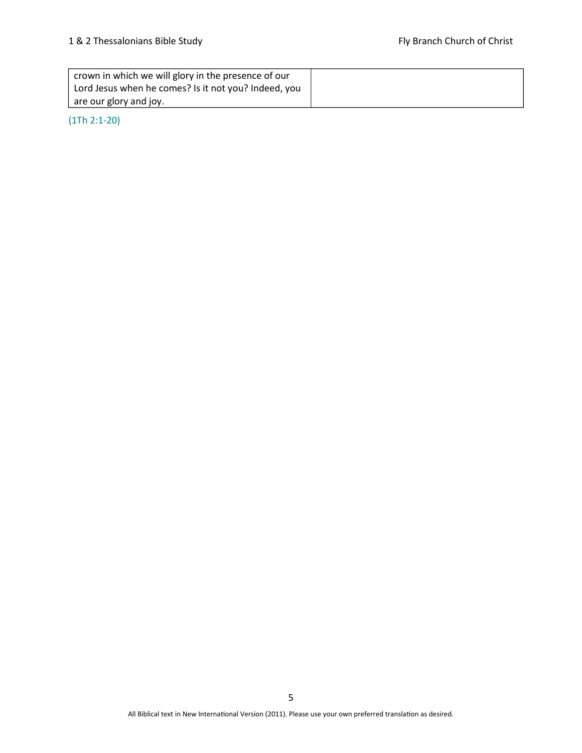| crown in which we will glory in the presence of our Lord Jesus when he comes? Is it not you? Indeed, you are our glory and joy. | |
|---|---|

(1Th 2:1-20)

All Biblical text in New International Version (2011). Please use your own preferred translation as desired.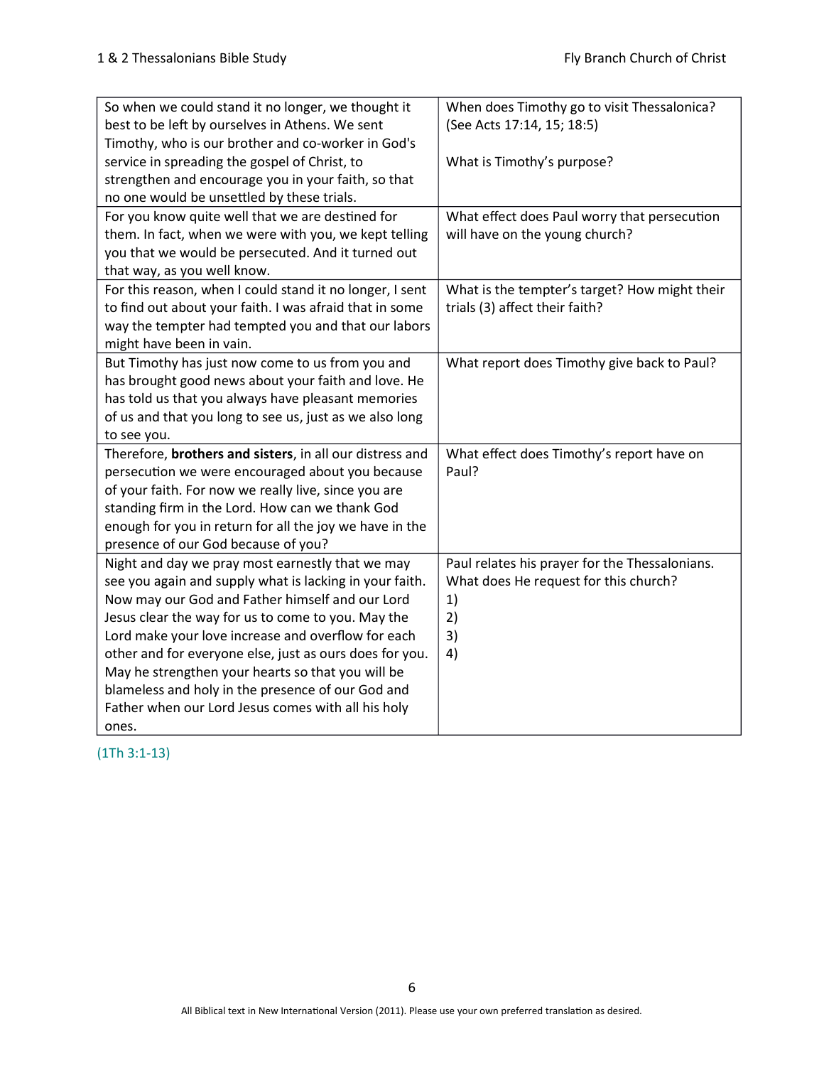| | |
|---|---|
| So when we could stand it no longer, we thought it best to be left by ourselves in Athens. We sent Timothy, who is our brother and co-worker in God's service in spreading the gospel of Christ, to strengthen and encourage you in your faith, so that no one would be unsettled by these trials. | When does Timothy go to visit Thessalonica? (See Acts 17:14, 15; 18:5)<br><br>What is Timothy's purpose? |
| For you know quite well that we are destined for them. In fact, when we were with you, we kept telling you that we would be persecuted. And it turned out that way, as you well know. | What effect does Paul worry that persecution will have on the young church? |
| For this reason, when I could stand it no longer, I sent to find out about your faith. I was afraid that in some way the tempter had tempted you and that our labors might have been in vain. | What is the tempter's target? How might their trials (3) affect their faith? |
| But Timothy has just now come to us from you and has brought good news about your faith and love. He has told us that you always have pleasant memories of us and that you long to see us, just as we also long to see you. | What report does Timothy give back to Paul? |
| Therefore, **brothers and sisters**, in all our distress and persecution we were encouraged about you because of your faith. For now we really live, since you are standing firm in the Lord. How can we thank God enough for you in return for all the joy we have in the presence of our God because of you? | What effect does Timothy's report have on Paul? |
| Night and day we pray most earnestly that we may see you again and supply what is lacking in your faith. Now may our God and Father himself and our Lord Jesus clear the way for us to come to you. May the Lord make your love increase and overflow for each other and for everyone else, just as ours does for you. May he strengthen your hearts so that you will be blameless and holy in the presence of our God and Father when our Lord Jesus comes with all his holy ones. | Paul relates his prayer for the Thessalonians. What does He request for this church?<br>1)<br>2)<br>3)<br>4) |

(1Th 3:1-13)

All Biblical text in New International Version (2011). Please use your own preferred translation as desired.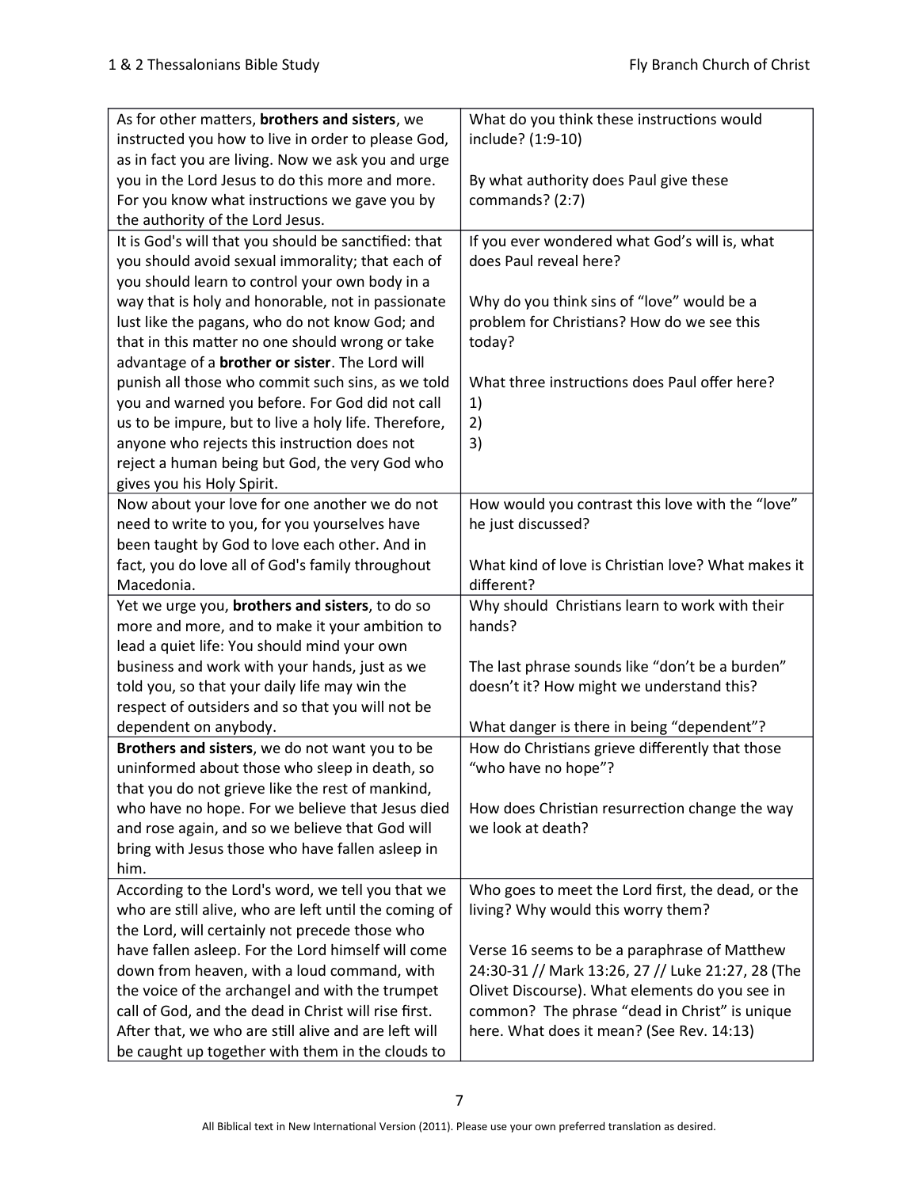| | |
|---|---|
| As for other matters, **brothers and sisters**, we instructed you how to live in order to please God, as in fact you are living. Now we ask you and urge you in the Lord Jesus to do this more and more. For you know what instructions we gave you by the authority of the Lord Jesus. | What do you think these instructions would include? (1:9-10)<br><br>By what authority does Paul give these commands? (2:7) |
| It is God's will that you should be sanctified: that you should avoid sexual immorality; that each of you should learn to control your own body in a way that is holy and honorable, not in passionate lust like the pagans, who do not know God; and that in this matter no one should wrong or take advantage of a **brother or sister**. The Lord will punish all those who commit such sins, as we told you and warned you before. For God did not call us to be impure, but to live a holy life. Therefore, anyone who rejects this instruction does not reject a human being but God, the very God who gives you his Holy Spirit. | If you ever wondered what God's will is, what does Paul reveal here?<br><br>Why do you think sins of "love" would be a problem for Christians? How do we see this today?<br><br>What three instructions does Paul offer here?<br>1)<br>2)<br>3) |
| Now about your love for one another we do not need to write to you, for you yourselves have been taught by God to love each other. And in fact, you do love all of God's family throughout Macedonia. | How would you contrast this love with the "love" he just discussed?<br><br>What kind of love is Christian love? What makes it different? |
| Yet we urge you, **brothers and sisters**, to do so more and more, and to make it your ambition to lead a quiet life: You should mind your own business and work with your hands, just as we told you, so that your daily life may win the respect of outsiders and so that you will not be dependent on anybody. | Why should Christians learn to work with their hands?<br><br>The last phrase sounds like "don't be a burden" doesn't it? How might we understand this?<br><br>What danger is there in being "dependent"? |
| **Brothers and sisters**, we do not want you to be uninformed about those who sleep in death, so that you do not grieve like the rest of mankind, who have no hope. For we believe that Jesus died and rose again, and so we believe that God will bring with Jesus those who have fallen asleep in him. | How do Christians grieve differently that those "who have no hope"?<br><br>How does Christian resurrection change the way we look at death? |
| According to the Lord's word, we tell you that we who are still alive, who are left until the coming of the Lord, will certainly not precede those who have fallen asleep. For the Lord himself will come down from heaven, with a loud command, with the voice of the archangel and with the trumpet call of God, and the dead in Christ will rise first. After that, we who are still alive and are left will be caught up together with them in the clouds to | Who goes to meet the Lord first, the dead, or the living? Why would this worry them?<br><br>Verse 16 seems to be a paraphrase of Matthew 24:30-31 // Mark 13:26, 27 // Luke 21:27, 28 (The Olivet Discourse). What elements do you see in common? The phrase "dead in Christ" is unique here. What does it mean? (See Rev. 14:13) |

All Biblical text in New International Version (2011). Please use your own preferred translation as desired.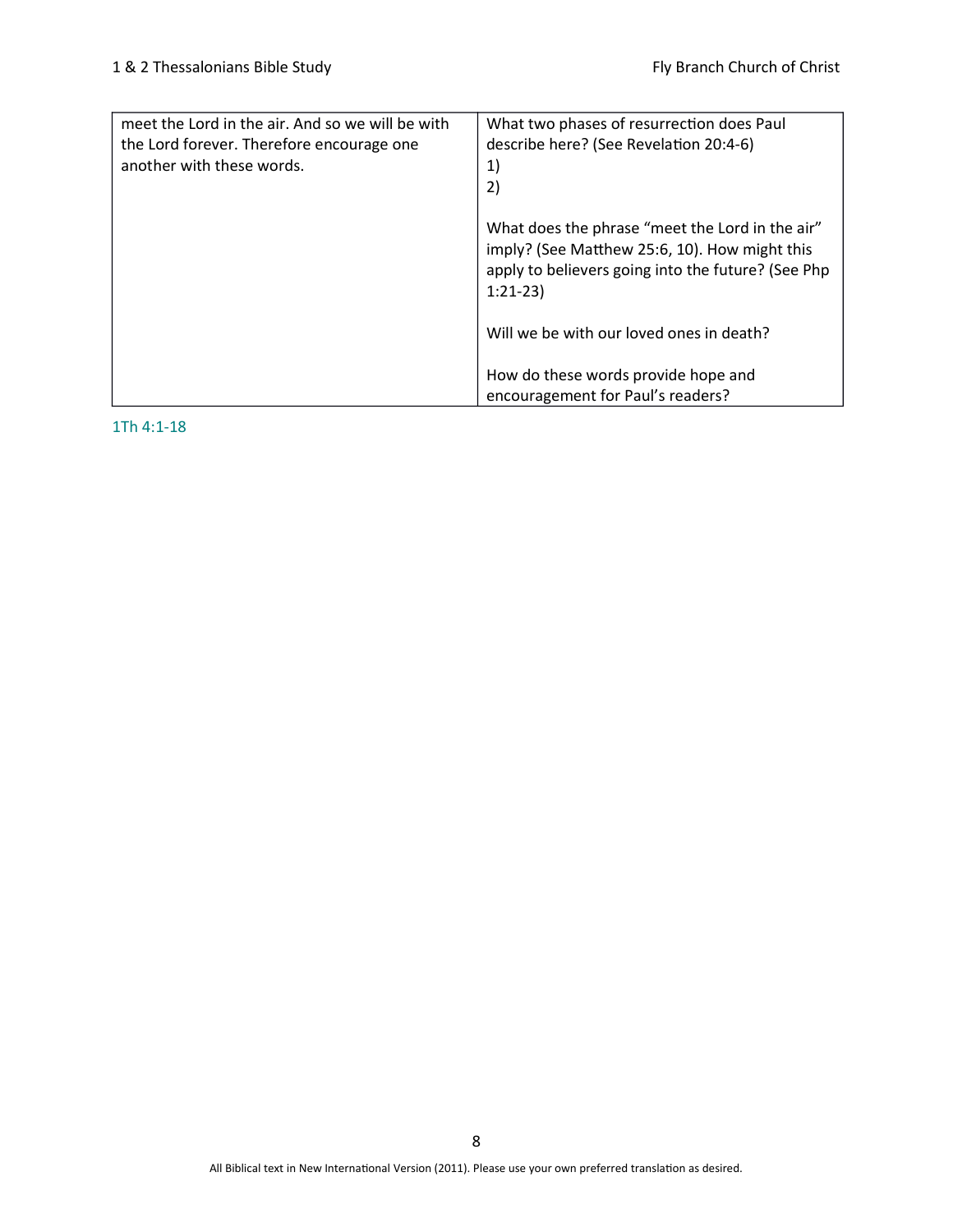| meet the Lord in the air. And so we will be with the Lord forever. Therefore encourage one another with these words. | What two phases of resurrection does Paul describe here? (See Revelation 20:4-6)<br>1)<br>2)<br><br>What does the phrase "meet the Lord in the air" imply? (See Matthew 25:6, 10). How might this apply to believers going into the future? (See Php 1:21-23)<br><br>Will we be with our loved ones in death?<br><br>How do these words provide hope and encouragement for Paul's readers? |
|---|---|

1Th 4:1-18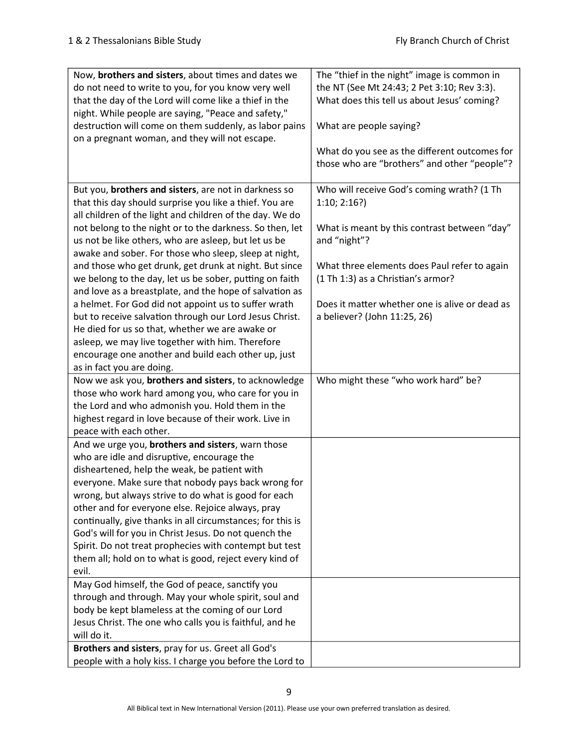| | |
|---|---|
| Now, **brothers and sisters**, about times and dates we do not need to write to you, for you know very well that the day of the Lord will come like a thief in the night. While people are saying, "Peace and safety," destruction will come on them suddenly, as labor pains on a pregnant woman, and they will not escape. | The "thief in the night" image is common in the NT (See Mt 24:43; 2 Pet 3:10; Rev 3:3). What does this tell us about Jesus' coming?<br><br>What are people saying?<br><br>What do you see as the different outcomes for those who are "brothers" and other "people"? |
| But you, **brothers and sisters**, are not in darkness so that this day should surprise you like a thief. You are all children of the light and children of the day. We do not belong to the night or to the darkness. So then, let us not be like others, who are asleep, but let us be awake and sober. For those who sleep, sleep at night, and those who get drunk, get drunk at night. But since we belong to the day, let us be sober, putting on faith and love as a breastplate, and the hope of salvation as a helmet. For God did not appoint us to suffer wrath but to receive salvation through our Lord Jesus Christ. He died for us so that, whether we are awake or asleep, we may live together with him. Therefore encourage one another and build each other up, just as in fact you are doing. | Who will receive God's coming wrath? (1 Th 1:10; 2:16?)<br><br>What is meant by this contrast between "day" and "night"?<br><br>What three elements does Paul refer to again (1 Th 1:3) as a Christian's armor?<br><br>Does it matter whether one is alive or dead as a believer? (John 11:25, 26) |
| Now we ask you, **brothers and sisters**, to acknowledge those who work hard among you, who care for you in the Lord and who admonish you. Hold them in the highest regard in love because of their work. Live in peace with each other. | Who might these "who work hard" be? |
| And we urge you, **brothers and sisters**, warn those who are idle and disruptive, encourage the disheartened, help the weak, be patient with everyone. Make sure that nobody pays back wrong for wrong, but always strive to do what is good for each other and for everyone else. Rejoice always, pray continually, give thanks in all circumstances; for this is God's will for you in Christ Jesus. Do not quench the Spirit. Do not treat prophecies with contempt but test them all; hold on to what is good, reject every kind of evil. | |
| May God himself, the God of peace, sanctify you through and through. May your whole spirit, soul and body be kept blameless at the coming of our Lord Jesus Christ. The one who calls you is faithful, and he will do it. | |
| **Brothers and sisters**, pray for us. Greet all God's people with a holy kiss. I charge you before the Lord to | |

All Biblical text in New International Version (2011). Please use your own preferred translation as desired.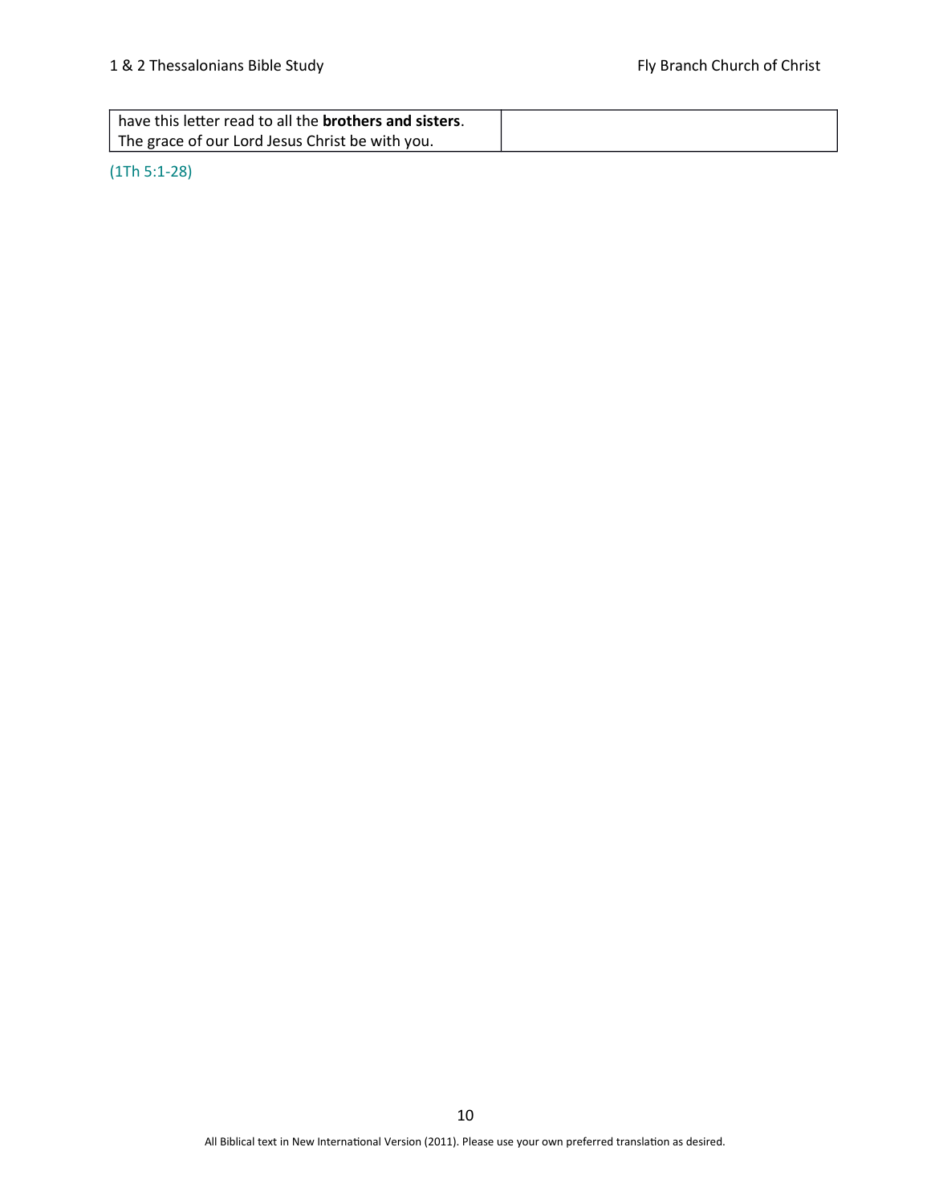| have this letter read to all the **brothers and sisters**. The grace of our Lord Jesus Christ be with you. | |
|---|---|

(1Th 5:1-28)

All Biblical text in New International Version (2011). Please use your own preferred translation as desired.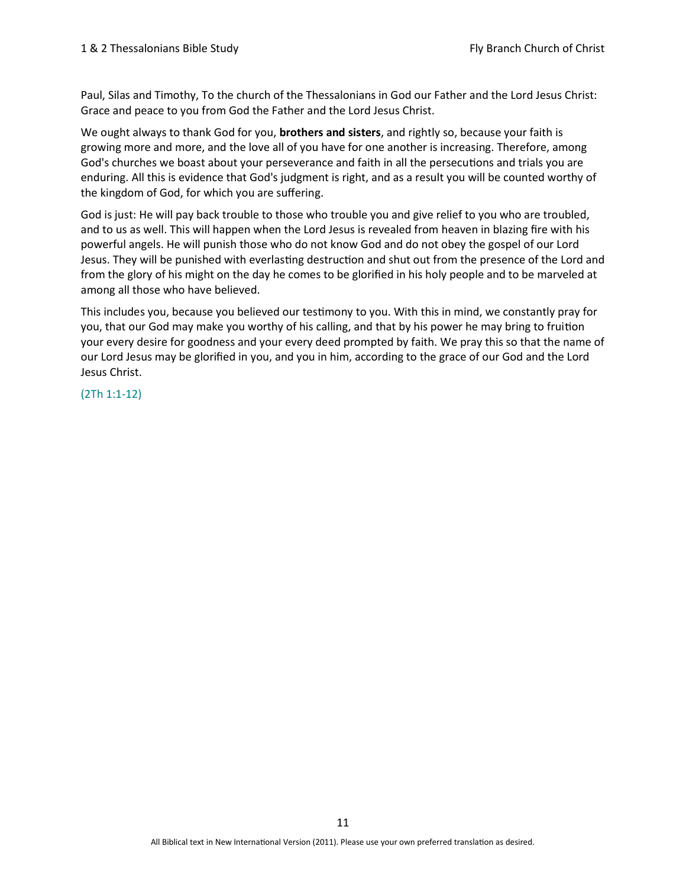Paul, Silas and Timothy, To the church of the Thessalonians in God our Father and the Lord Jesus Christ: Grace and peace to you from God the Father and the Lord Jesus Christ.

We ought always to thank God for you, **brothers and sisters**, and rightly so, because your faith is growing more and more, and the love all of you have for one another is increasing. Therefore, among God's churches we boast about your perseverance and faith in all the persecutions and trials you are enduring. All this is evidence that God's judgment is right, and as a result you will be counted worthy of the kingdom of God, for which you are suffering.

God is just: He will pay back trouble to those who trouble you and give relief to you who are troubled, and to us as well. This will happen when the Lord Jesus is revealed from heaven in blazing fire with his powerful angels. He will punish those who do not know God and do not obey the gospel of our Lord Jesus. They will be punished with everlasting destruction and shut out from the presence of the Lord and from the glory of his might on the day he comes to be glorified in his holy people and to be marveled at among all those who have believed.

This includes you, because you believed our testimony to you. With this in mind, we constantly pray for you, that our God may make you worthy of his calling, and that by his power he may bring to fruition your every desire for goodness and your every deed prompted by faith. We pray this so that the name of our Lord Jesus may be glorified in you, and you in him, according to the grace of our God and the Lord Jesus Christ.

(2Th 1:1-12)

All Biblical text in New International Version (2011). Please use your own preferred translation as desired.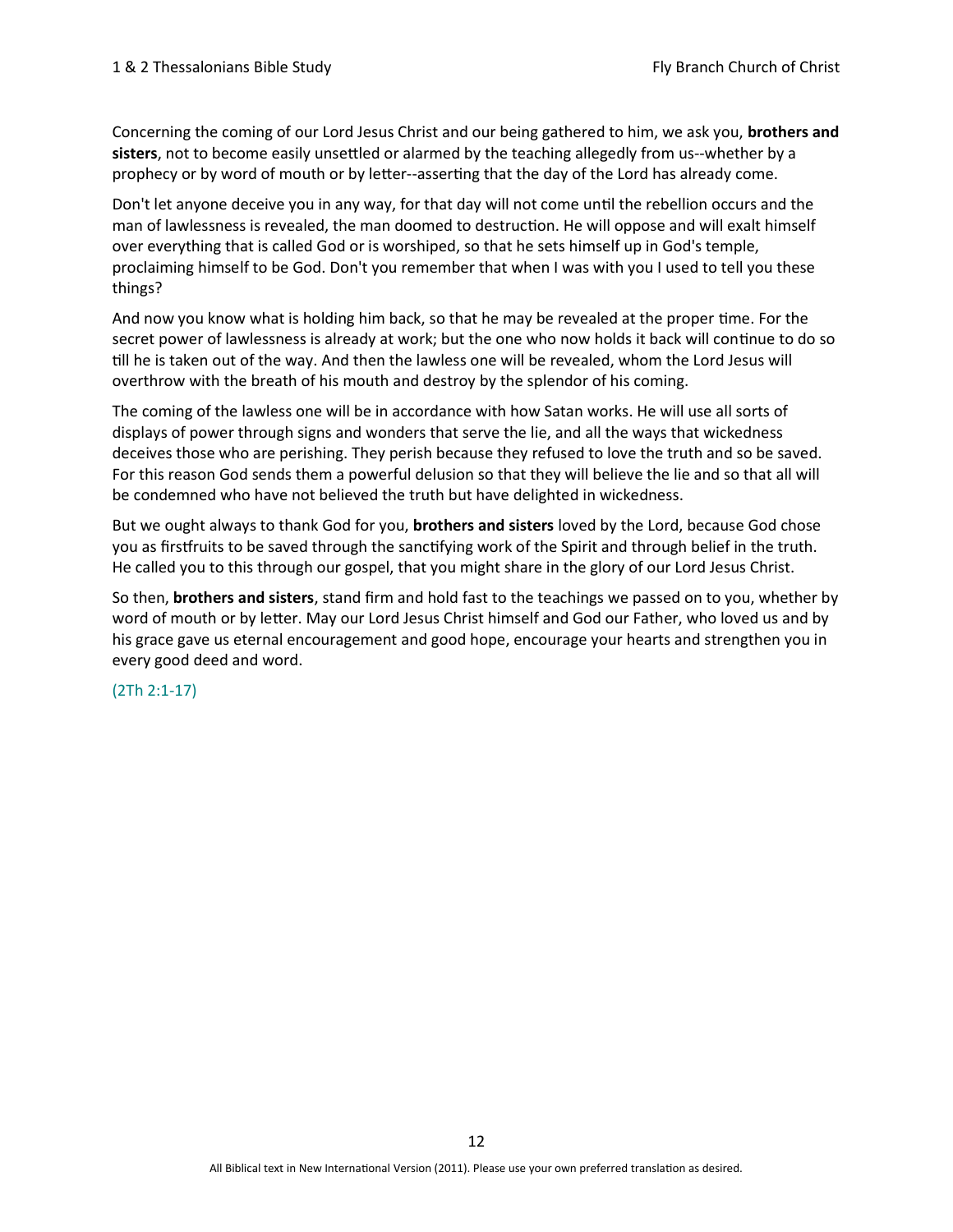Concerning the coming of our Lord Jesus Christ and our being gathered to him, we ask you, **brothers and sisters**, not to become easily unsettled or alarmed by the teaching allegedly from us--whether by a prophecy or by word of mouth or by letter--asserting that the day of the Lord has already come.

Don't let anyone deceive you in any way, for that day will not come until the rebellion occurs and the man of lawlessness is revealed, the man doomed to destruction. He will oppose and will exalt himself over everything that is called God or is worshiped, so that he sets himself up in God's temple, proclaiming himself to be God. Don't you remember that when I was with you I used to tell you these things?

And now you know what is holding him back, so that he may be revealed at the proper time. For the secret power of lawlessness is already at work; but the one who now holds it back will continue to do so till he is taken out of the way. And then the lawless one will be revealed, whom the Lord Jesus will overthrow with the breath of his mouth and destroy by the splendor of his coming.

The coming of the lawless one will be in accordance with how Satan works. He will use all sorts of displays of power through signs and wonders that serve the lie, and all the ways that wickedness deceives those who are perishing. They perish because they refused to love the truth and so be saved. For this reason God sends them a powerful delusion so that they will believe the lie and so that all will be condemned who have not believed the truth but have delighted in wickedness.

But we ought always to thank God for you, **brothers and sisters** loved by the Lord, because God chose you as firstfruits to be saved through the sanctifying work of the Spirit and through belief in the truth. He called you to this through our gospel, that you might share in the glory of our Lord Jesus Christ.

So then, **brothers and sisters**, stand firm and hold fast to the teachings we passed on to you, whether by word of mouth or by letter. May our Lord Jesus Christ himself and God our Father, who loved us and by his grace gave us eternal encouragement and good hope, encourage your hearts and strengthen you in every good deed and word.

(2Th 2:1-17)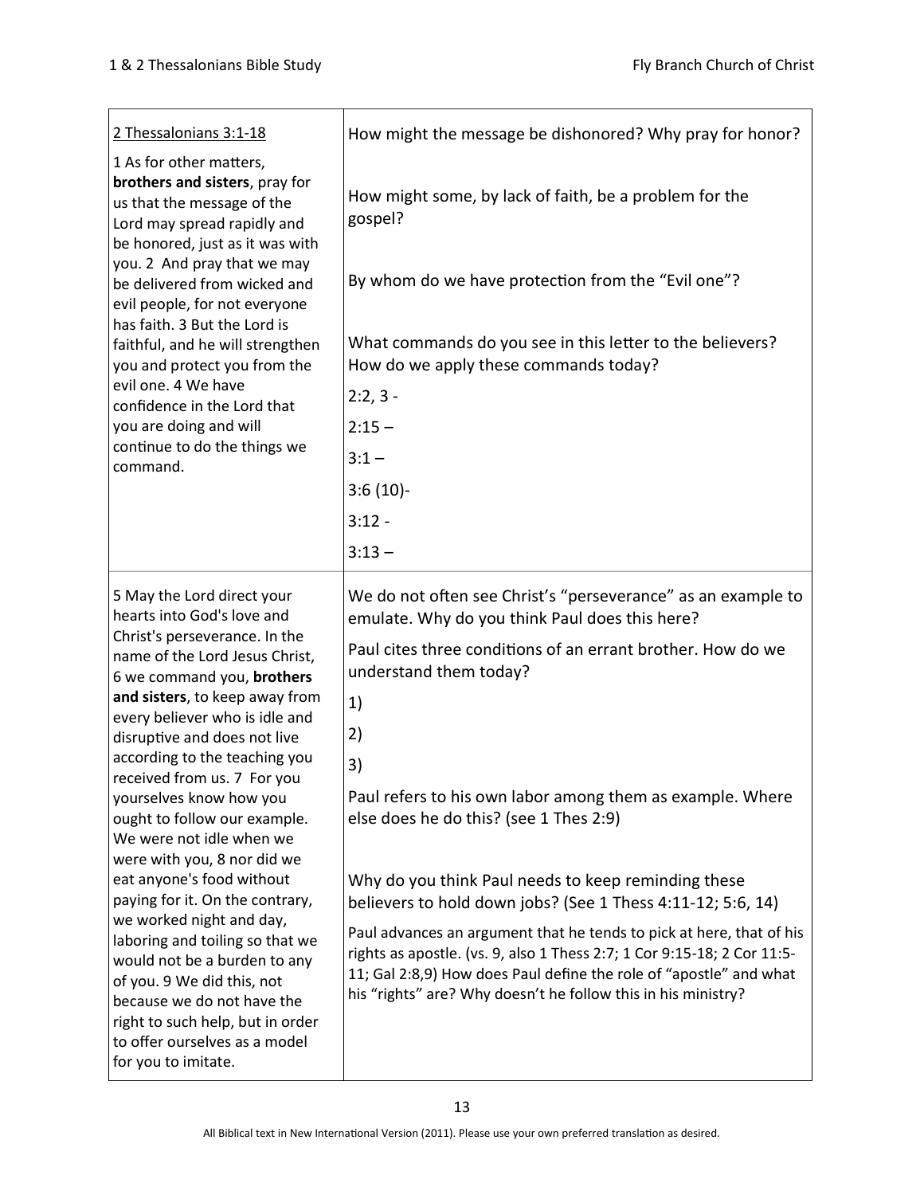| <u>2 Thessalonians 3:1-18</u><br><br>1 As for other matters, **brothers and sisters**, pray for us that the message of the Lord may spread rapidly and be honored, just as it was with you. 2 And pray that we may be delivered from wicked and evil people, for not everyone has faith. 3 But the Lord is faithful, and he will strengthen you and protect you from the evil one. 4 We have confidence in the Lord that you are doing and will continue to do the things we command. | How might the message be dishonored? Why pray for honor?<br><br>How might some, by lack of faith, be a problem for the gospel?<br><br>By whom do we have protection from the "Evil one"?<br><br>What commands do you see in this letter to the believers? How do we apply these commands today?<br><br>2:2, 3 -<br><br>2:15 –<br><br>3:1 –<br><br>3:6 (10)-<br><br>3:12 -<br><br>3:13 – |
|---|---|
| 5 May the Lord direct your hearts into God's love and Christ's perseverance. In the name of the Lord Jesus Christ, 6 we command you, **brothers and sisters**, to keep away from every believer who is idle and disruptive and does not live according to the teaching you received from us. 7 For you yourselves know how you ought to follow our example. We were not idle when we were with you, 8 nor did we eat anyone's food without paying for it. On the contrary, we worked night and day, laboring and toiling so that we would not be a burden to any of you. 9 We did this, not because we do not have the right to such help, but in order to offer ourselves as a model for you to imitate. | We do not often see Christ's "perseverance" as an example to emulate. Why do you think Paul does this here?<br><br>Paul cites three conditions of an errant brother. How do we understand them today?<br><br>1)<br><br>2)<br><br>3)<br><br>Paul refers to his own labor among them as example. Where else does he do this? (see 1 Thes 2:9)<br><br>Why do you think Paul needs to keep reminding these believers to hold down jobs? (See 1 Thess 4:11-12; 5:6, 14)<br><br>Paul advances an argument that he tends to pick at here, that of his rights as apostle. (vs. 9, also 1 Thess 2:7; 1 Cor 9:15-18; 2 Cor 11:5-11; Gal 2:8,9) How does Paul define the role of "apostle" and what his "rights" are? Why doesn't he follow this in his ministry? |

All Biblical text in New International Version (2011). Please use your own preferred translation as desired.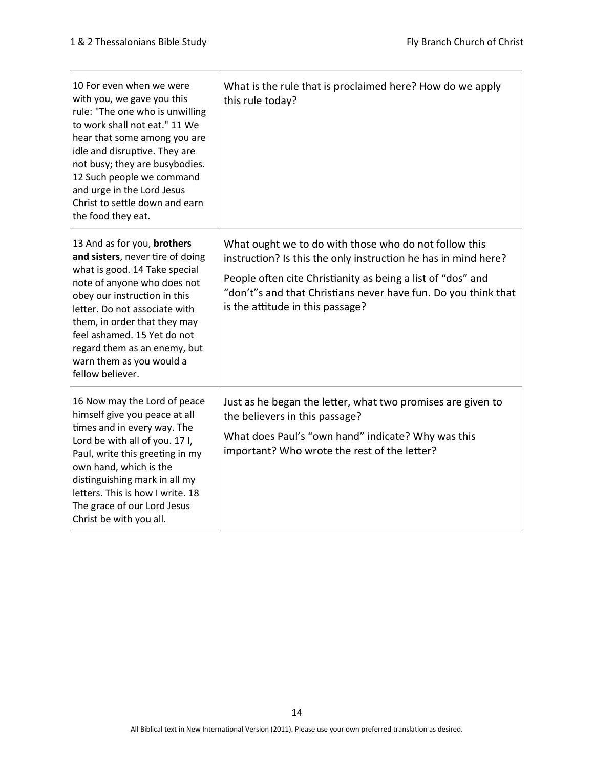| | |
|---|---|
| 10 For even when we were with you, we gave you this rule: "The one who is unwilling to work shall not eat." 11 We hear that some among you are idle and disruptive. They are not busy; they are busybodies. 12 Such people we command and urge in the Lord Jesus Christ to settle down and earn the food they eat. | What is the rule that is proclaimed here? How do we apply this rule today? |
| 13 And as for you, **brothers and sisters**, never tire of doing what is good. 14 Take special note of anyone who does not obey our instruction in this letter. Do not associate with them, in order that they may feel ashamed. 15 Yet do not regard them as an enemy, but warn them as you would a fellow believer. | What ought we to do with those who do not follow this instruction? Is this the only instruction he has in mind here?<br><br>People often cite Christianity as being a list of "dos" and "don't"s and that Christians never have fun. Do you think that is the attitude in this passage? |
| 16 Now may the Lord of peace himself give you peace at all times and in every way. The Lord be with all of you. 17 I, Paul, write this greeting in my own hand, which is the distinguishing mark in all my letters. This is how I write. 18 The grace of our Lord Jesus Christ be with you all. | Just as he began the letter, what two promises are given to the believers in this passage?<br><br>What does Paul's "own hand" indicate? Why was this important? Who wrote the rest of the letter? |

All Biblical text in New International Version (2011). Please use your own preferred translation as desired.